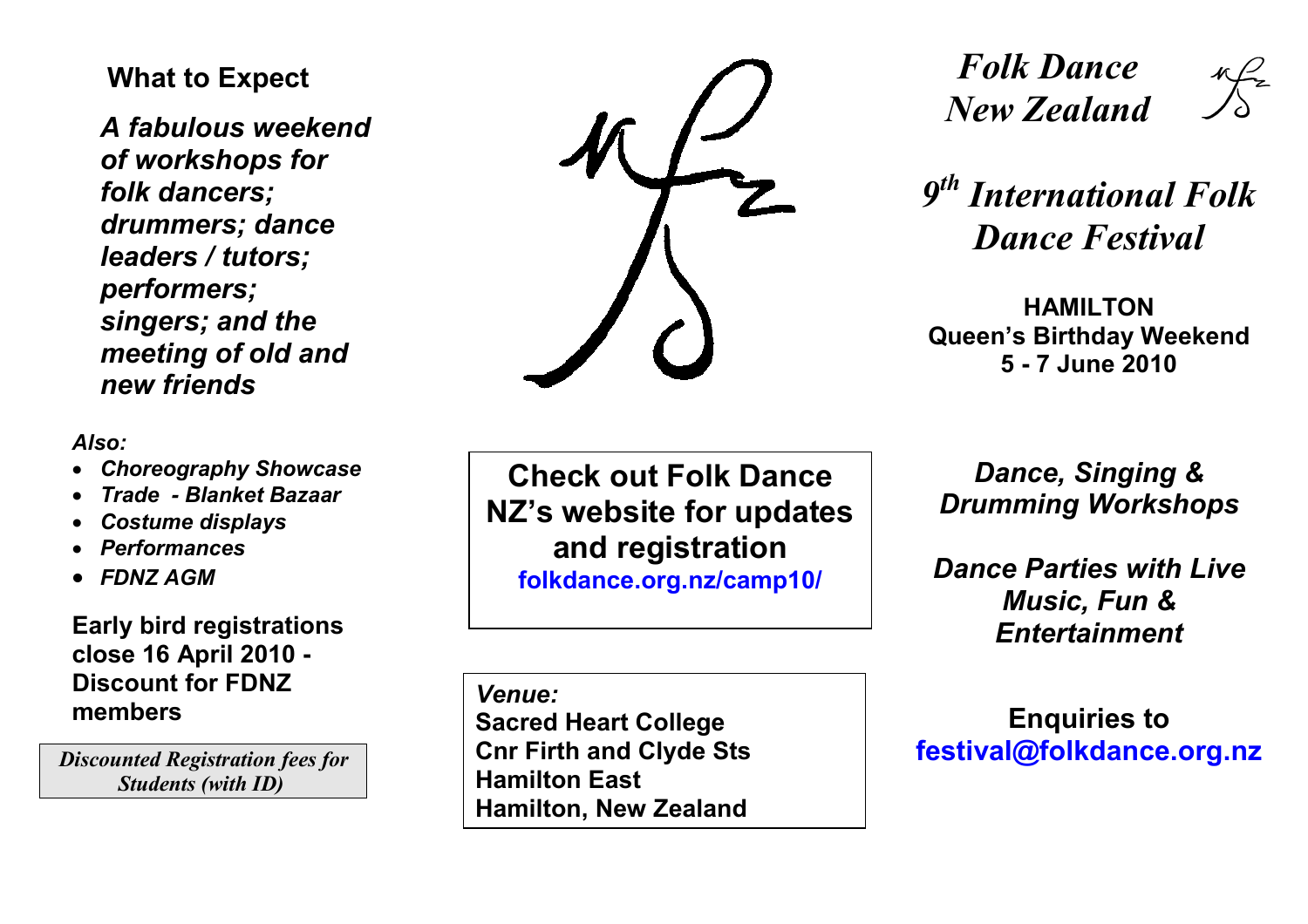## What to Expect

***A fabulous weekend of workshops for folk dancers; drummers; dance leaders / tutors; performers; singers; and the meeting of old and new friends***

*Also:*

- ***Choreography Showcase***
- ***Trade - Blanket Bazaar***
- ***Costume displays***
- ***Performances***
- ***FDNZ AGM***

**Early bird registrations close 16 April 2010 - Discount for FDNZ members**

*Discounted Registration fees for Students (with ID)*

**Check out Folk Dance NZ's website for updates and registration**
**folkdance.org.nz/camp10/**

*Venue:*
**Sacred Heart College**
**Cnr Firth and Clyde Sts**
**Hamilton East**
**Hamilton, New Zealand**

# *Folk Dance New Zealand*

# *9th International Folk Dance Festival*

**HAMILTON**
**Queen's Birthday Weekend**
**5 - 7 June 2010**

***Dance, Singing & Drumming Workshops***

***Dance Parties with Live Music, Fun & Entertainment***

**Enquiries to**
**festival@folkdance.org.nz**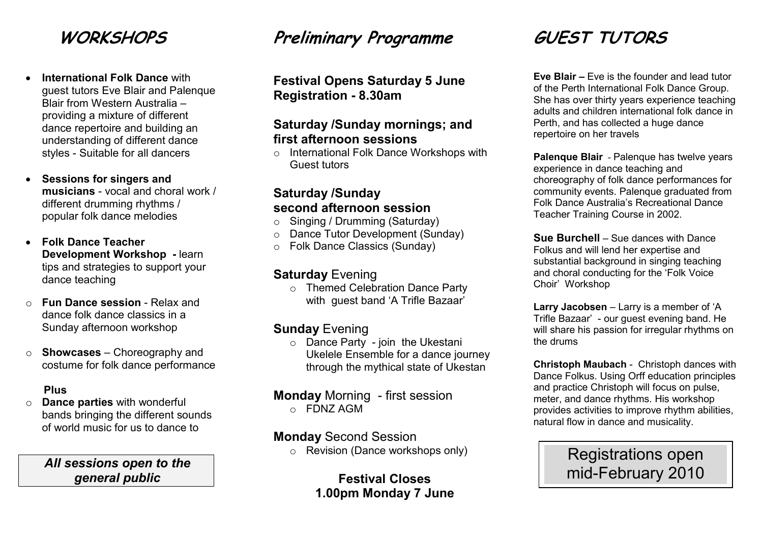# WORKSHOPS

- **International Folk Dance** with guest tutors Eve Blair and Palenque Blair from Western Australia – providing a mixture of different dance repertoire and building an understanding of different dance styles - Suitable for all dancers
- **Sessions for singers and musicians** - vocal and choral work / different drumming rhythms / popular folk dance melodies
- **Folk Dance Teacher Development Workshop -** learn tips and strategies to support your dance teaching
- **Fun Dance session** - Relax and dance folk dance classics in a Sunday afternoon workshop
- **Showcases** – Choreography and costume for folk dance performance

**Plus**

- **Dance parties** with wonderful bands bringing the different sounds of world music for us to dance to

*All sessions open to the general public*

# Preliminary Programme

**Festival Opens Saturday 5 June**
**Registration - 8.30am**

### Saturday /Sunday mornings; and first afternoon sessions

- International Folk Dance Workshops with Guest tutors

### Saturday /Sunday second afternoon session

- Singing / Drumming (Saturday)
- Dance Tutor Development (Sunday)
- Folk Dance Classics (Sunday)

### **Saturday** Evening

- Themed Celebration Dance Party with guest band 'A Trifle Bazaar'

### **Sunday** Evening

- Dance Party - join the Ukestani Ukelele Ensemble for a dance journey through the mythical state of Ukestan

### **Monday** Morning - first session

- FDNZ AGM

### **Monday** Second Session

- Revision (Dance workshops only)

**Festival Closes**
**1.00pm Monday 7 June**

# GUEST TUTORS

**Eve Blair –** Eve is the founder and lead tutor of the Perth International Folk Dance Group. She has over thirty years experience teaching adults and children international folk dance in Perth, and has collected a huge dance repertoire on her travels

**Palenque Blair** - Palenque has twelve years experience in dance teaching and choreography of folk dance performances for community events. Palenque graduated from Folk Dance Australia's Recreational Dance Teacher Training Course in 2002.

**Sue Burchell** – Sue dances with Dance Folkus and will lend her expertise and substantial background in singing teaching and choral conducting for the 'Folk Voice Choir' Workshop

**Larry Jacobsen** – Larry is a member of 'A Trifle Bazaar' - our guest evening band. He will share his passion for irregular rhythms on the drums

**Christoph Maubach** - Christoph dances with Dance Folkus. Using Orff education principles and practice Christoph will focus on pulse, meter, and dance rhythms. His workshop provides activities to improve rhythm abilities, natural flow in dance and musicality.

Registrations open mid-February 2010